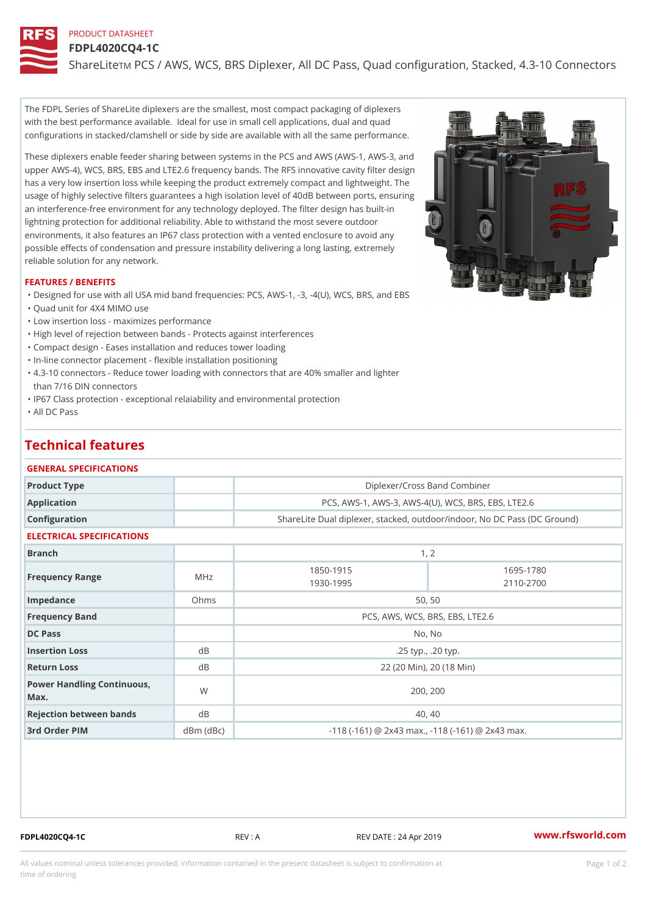PRODUCT DATASHEET

# FDPL4020CQ4-1C

ShareLiteTM PCS / AWS, WCS, BRS Diplexer, All DC Pass, Quad configuration, Stacked, 4.3-10 Connectors

The FDPL Series of ShareLite diplexers are the smallest, most compact packaging of diplexers with the best performance available. Ideal for use in small cell applications, dual and quad configurations in stacked/clamshell or side by side are available with all the same performance.

These diplexers enable feeder sharing between systems in the PCS and AWS (AWS-1, AWS-3, and upper AWS-4), WCS, BRS, EBS and LTE2.6 frequency bands. The RFS innovative cavity filter design has a very low insertion loss while keeping the product extremely compact and lightweight. The usage of highly selective filters guarantees a high isolation level of 40dB between ports, ensuring an interference-free environment for any technology deployed. The filter design has built-in lightning protection for additional reliability. Able to withstand the most severe outdoor environments, it also features an IP67 class protection with a vented enclosure to avoid any possible effects of condensation and pressure instability delivering a long lasting, extremely reliable solution for any network.

### FEATURES / BENEFITS

- Designed for use with all USA mid band frequencies: PCS, AWS-1, -3, -4(U), WCS, BRS, and EBS
- Quad unit for 4X4 MIMO use
- Low insertion loss - maximizes performance
- High level of rejection between bands - Protects against interferences
- Compact design - Eases installation and reduces tower loading
- In-line connector placement - flexible installation positioning
- 4.3-10 connectors - Reduce tower loading with connectors that are 40% smaller and lighter than 7/16 DIN connectors
- IP67 Class protection - exceptional relaiability and environmental protection
- All DC Pass

## Technical features

### GENERAL SPECIFICATIONS

| | | |
|---|---|---|
| Product Type | | Diplexer/Cross Band Combiner |
| Application | | PCS, AWS-1, AWS-3, AWS-4(U), WCS, BRS, EBS, LTE2.6 |
| Configuration | | ShareLite Dual diplexer, stacked, outdoor/indoor, No DC Pass (DC Ground) |

### ELECTRICAL SPECIFICATIONS

| | | | |
|---|---|---|---|
| Branch | | 1, 2 | |
| Frequency Range | MHz | 1850-1915<br>1930-1995 | 1695-1780<br>2110-2700 |
| Impedance | Ohms | 50, 50 | |
| Frequency Band | | PCS, AWS, WCS, BRS, EBS, LTE2.6 | |
| DC Pass | | No, No | |
| Insertion Loss | dB | .25 typ., .20 typ. | |
| Return Loss | dB | 22 (20 Min), 20 (18 Min) | |
| Power Handling Continuous, Max. | W | 200, 200 | |
| Rejection between bands | dB | 40, 40 | |
| 3rd Order PIM | dBm (dBc) | -118 (-161) @ 2x43 max., -118 (-161) @ 2x43 max. | |

FDPL4020CQ4-1C REV : A REV DATE : 24 Apr 2019 www.rfsworld.com

All values nominal unless tolerances provided; information contained in the present datasheet is subject to confirmation at time of ordering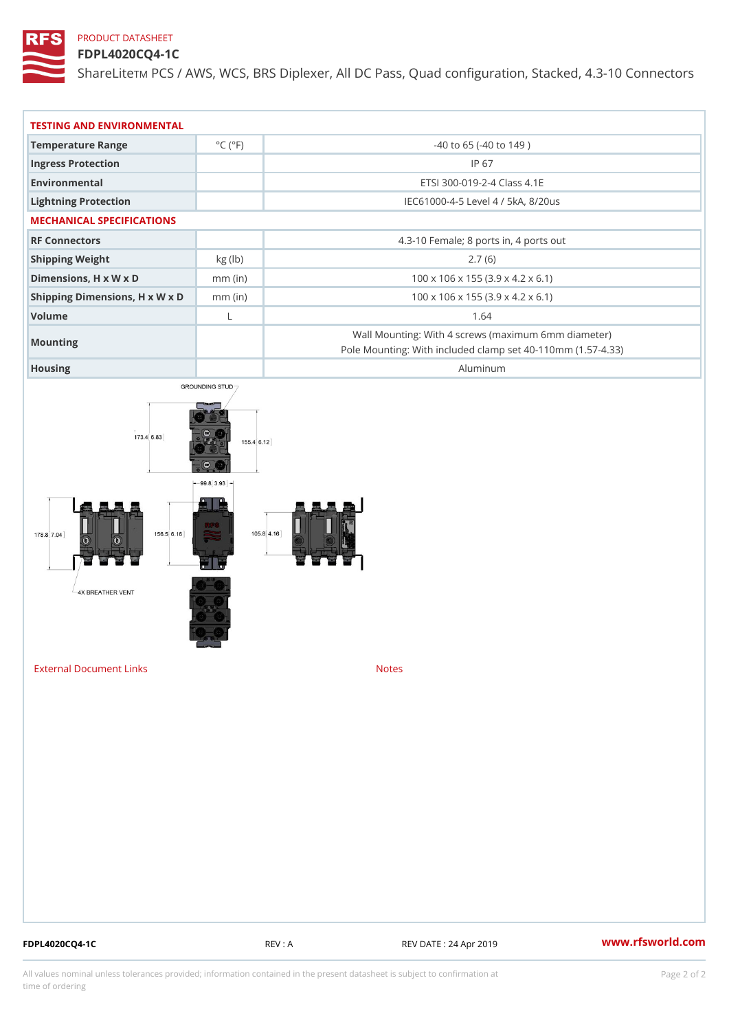PRODUCT DATASHEET

# FDPL4020CQ4-1C

ShareLite™ PCS / AWS, WCS, BRS Diplexer, All DC Pass, Quad configuration, Stacked, 4.3-10 Connectors

## TESTING AND ENVIRONMENTAL

| | | |
|---|---|---|
| Temperature Range | °C (°F) | -40 to 65 (-40 to 149 ) |
| Ingress Protection | | IP 67 |
| Environmental | | ETSI 300-019-2-4 Class 4.1E |
| Lightning Protection | | IEC61000-4-5 Level 4 / 5kA, 8/20us |

## MECHANICAL SPECIFICATIONS

| | | |
|---|---|---|
| RF Connectors | | 4.3-10 Female; 8 ports in, 4 ports out |
| Shipping Weight | kg (lb) | 2.7 (6) |
| Dimensions, H x W x D | mm (in) | 100 x 106 x 155 (3.9 x 4.2 x 6.1) |
| Shipping Dimensions, H x W x D | mm (in) | 100 x 106 x 155 (3.9 x 4.2 x 6.1) |
| Volume | L | 1.64 |
| Mounting | | Wall Mounting: With 4 screws (maximum 6mm diameter)<br>Pole Mounting: With included clamp set 40-110mm (1.57-4.33) |
| Housing | | Aluminum |

GROUNDING STUD
173.4 [6.83]
155.4 [6.12]
99.8 [3.93]
178.8 [7.04]
156.5 [6.16]
105.8 [4.16]
4X BREATHER VENT

External Document Links

Notes

FDPL4020CQ4-1C REV : A REV DATE : 24 Apr 2019 www.rfsworld.com

All values nominal unless tolerances provided; information contained in the present datasheet is subject to confirmation at time of ordering